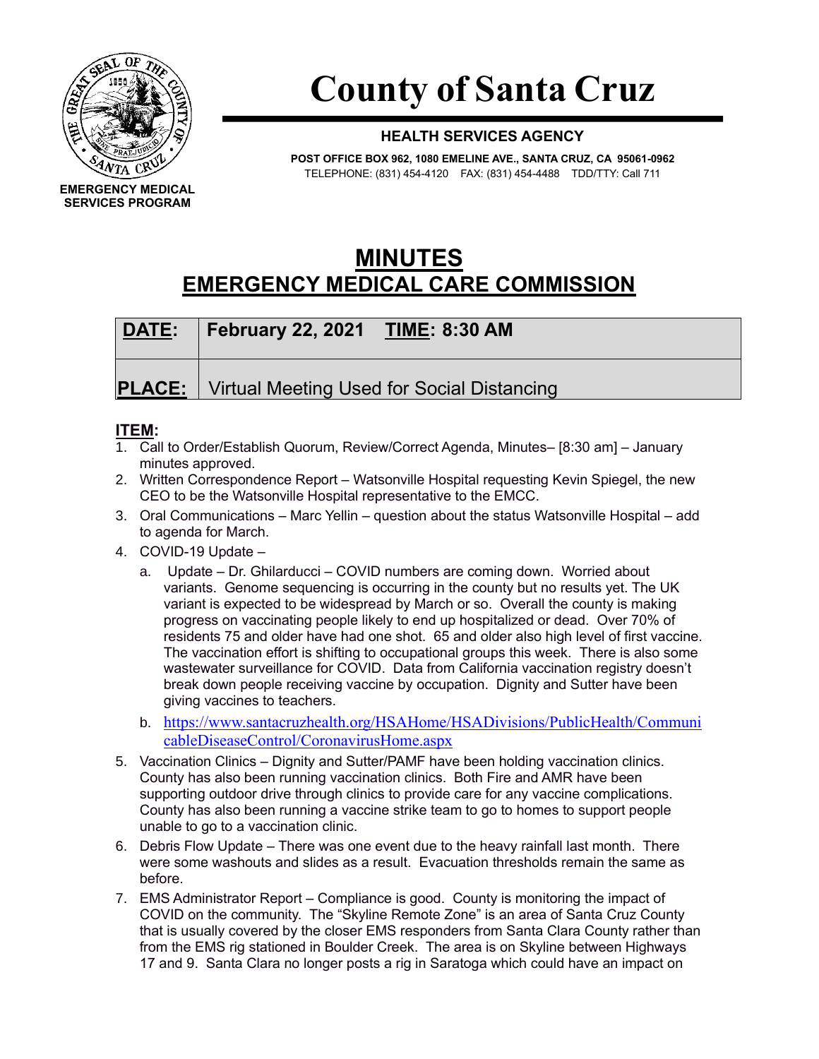# County of Santa Cruz

EMERGENCY MEDICAL SERVICES PROGRAM

**HEALTH SERVICES AGENCY**

**POST OFFICE BOX 962, 1080 EMELINE AVE., SANTA CRUZ, CA 95061-0962**
TELEPHONE: (831) 454-4120 FAX: (831) 454-4488 TDD/TTY: Call 711

## MINUTES
## EMERGENCY MEDICAL CARE COMMISSION

| **DATE:** | **February 22, 2021 TIME: 8:30 AM** |
|---|---|
| **PLACE:** | Virtual Meeting Used for Social Distancing |

**ITEM:**

1. Call to Order/Establish Quorum, Review/Correct Agenda, Minutes– [8:30 am] – January minutes approved.
2. Written Correspondence Report – Watsonville Hospital requesting Kevin Spiegel, the new CEO to be the Watsonville Hospital representative to the EMCC.
3. Oral Communications – Marc Yellin – question about the status Watsonville Hospital – add to agenda for March.
4. COVID-19 Update –
   a. Update – Dr. Ghilarducci – COVID numbers are coming down. Worried about variants. Genome sequencing is occurring in the county but no results yet. The UK variant is expected to be widespread by March or so. Overall the county is making progress on vaccinating people likely to end up hospitalized or dead. Over 70% of residents 75 and older have had one shot. 65 and older also high level of first vaccine. The vaccination effort is shifting to occupational groups this week. There is also some wastewater surveillance for COVID. Data from California vaccination registry doesn't break down people receiving vaccine by occupation. Dignity and Sutter have been giving vaccines to teachers.
   b. https://www.santacruzhealth.org/HSAHome/HSADivisions/PublicHealth/CommunicableDiseaseControl/CoronavirusHome.aspx
5. Vaccination Clinics – Dignity and Sutter/PAMF have been holding vaccination clinics. County has also been running vaccination clinics. Both Fire and AMR have been supporting outdoor drive through clinics to provide care for any vaccine complications. County has also been running a vaccine strike team to go to homes to support people unable to go to a vaccination clinic.
6. Debris Flow Update – There was one event due to the heavy rainfall last month. There were some washouts and slides as a result. Evacuation thresholds remain the same as before.
7. EMS Administrator Report – Compliance is good. County is monitoring the impact of COVID on the community. The "Skyline Remote Zone" is an area of Santa Cruz County that is usually covered by the closer EMS responders from Santa Clara County rather than from the EMS rig stationed in Boulder Creek. The area is on Skyline between Highways 17 and 9. Santa Clara no longer posts a rig in Saratoga which could have an impact on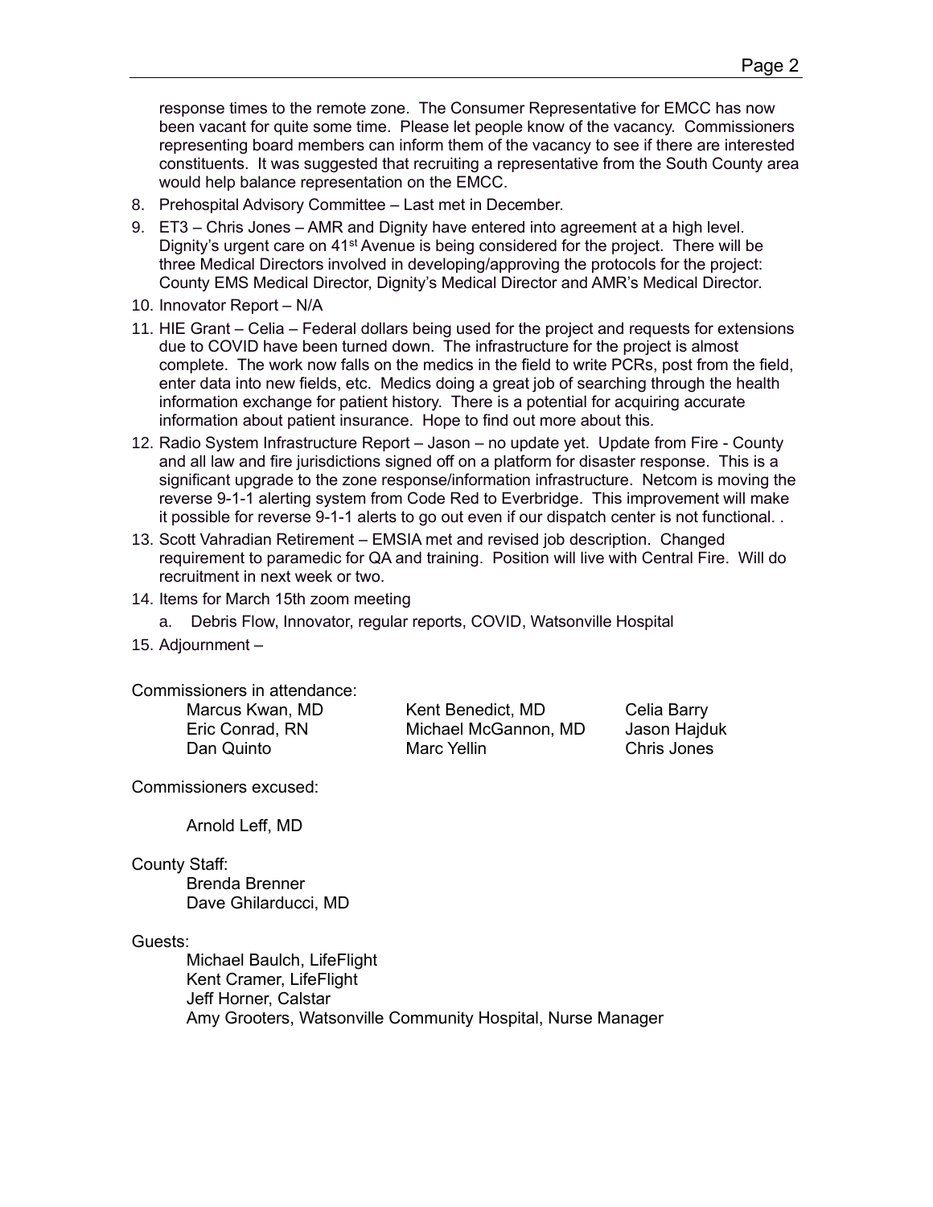response times to the remote zone. The Consumer Representative for EMCC has now been vacant for quite some time. Please let people know of the vacancy. Commissioners representing board members can inform them of the vacancy to see if there are interested constituents. It was suggested that recruiting a representative from the South County area would help balance representation on the EMCC.

8. Prehospital Advisory Committee – Last met in December.
9. ET3 – Chris Jones – AMR and Dignity have entered into agreement at a high level. Dignity's urgent care on 41st Avenue is being considered for the project. There will be three Medical Directors involved in developing/approving the protocols for the project: County EMS Medical Director, Dignity's Medical Director and AMR's Medical Director.
10. Innovator Report – N/A
11. HIE Grant – Celia – Federal dollars being used for the project and requests for extensions due to COVID have been turned down. The infrastructure for the project is almost complete. The work now falls on the medics in the field to write PCRs, post from the field, enter data into new fields, etc. Medics doing a great job of searching through the health information exchange for patient history. There is a potential for acquiring accurate information about patient insurance. Hope to find out more about this.
12. Radio System Infrastructure Report – Jason – no update yet. Update from Fire - County and all law and fire jurisdictions signed off on a platform for disaster response. This is a significant upgrade to the zone response/information infrastructure. Netcom is moving the reverse 9-1-1 alerting system from Code Red to Everbridge. This improvement will make it possible for reverse 9-1-1 alerts to go out even if our dispatch center is not functional. .
13. Scott Vahradian Retirement – EMSIA met and revised job description. Changed requirement to paramedic for QA and training. Position will live with Central Fire. Will do recruitment in next week or two.
14. Items for March 15th zoom meeting
    a. Debris Flow, Innovator, regular reports, COVID, Watsonville Hospital
15. Adjournment –

Commissioners in attendance:

Marcus Kwan, MD
Eric Conrad, RN
Dan Quinto
Kent Benedict, MD
Michael McGannon, MD
Marc Yellin
Celia Barry
Jason Hajduk
Chris Jones

Commissioners excused:

Arnold Leff, MD

County Staff:

Brenda Brenner
Dave Ghilarducci, MD

Guests:

Michael Baulch, LifeFlight
Kent Cramer, LifeFlight
Jeff Horner, Calstar
Amy Grooters, Watsonville Community Hospital, Nurse Manager